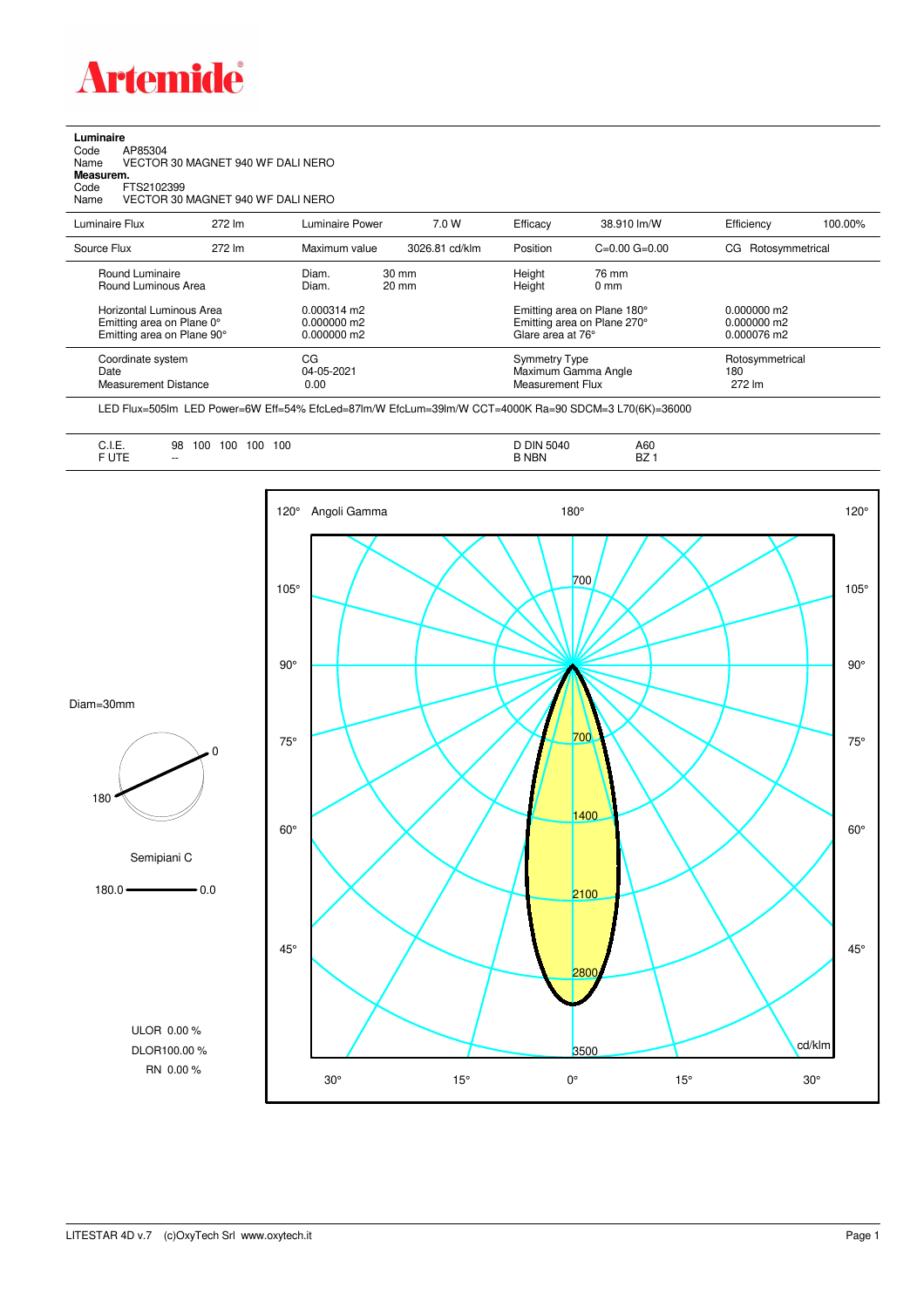**Artemide**

**Luminaire**
Code AP85304
Name VECTOR 30 MAGNET 940 WF DALI NERO
**Measurem.**
Code FTS2102399
Name VECTOR 30 MAGNET 940 WF DALI NERO

| Luminaire Flux | 272 lm | Luminaire Power | 7.0 W | Efficacy | 38.910 lm/W | Efficiency | 100.00% |
|---|---|---|---|---|---|---|---|
| Source Flux | 272 lm | Maximum value | 3026.81 cd/klm | Position | C=0.00 G=0.00 | CG | Rotosymmetrical |

| | | | | |
|---|---|---|---|---|
| Round Luminaire | Diam. 30 mm | Height 76 mm | | |
| Round Luminous Area | Diam. 20 mm | Height 0 mm | | |
| Horizontal Luminous Area | 0.000314 m2 | Emitting area on Plane 180° | 0.000000 m2 | |
| Emitting area on Plane 0° | 0.000000 m2 | Emitting area on Plane 270° | 0.000000 m2 | |
| Emitting area on Plane 90° | 0.000000 m2 | Glare area at 76° | 0.000076 m2 | |
| Coordinate system | CG | Symmetry Type | Rotosymmetrical | |
| Date | 04-05-2021 | Maximum Gamma Angle | 180 | |
| Measurement Distance | 0.00 | Measurement Flux | 272 lm | |

LED Flux=505lm LED Power=6W Eff=54% EfcLed=87lm/W EfcLum=39lm/W CCT=4000K Ra=90 SDCM=3 L70(6K)=36000

| | | | |
|---|---|---|---|
| C.I.E. | 98 100 100 100 100 | D DIN 5040 | A60 |
| F UTE | -- | B NBN | BZ 1 |

Diam=30mm

Semipiani C

180.0 — 0.0

ULOR 0.00 %
DLOR100.00 %
RN 0.00 %

Angoli Gamma — cd/klm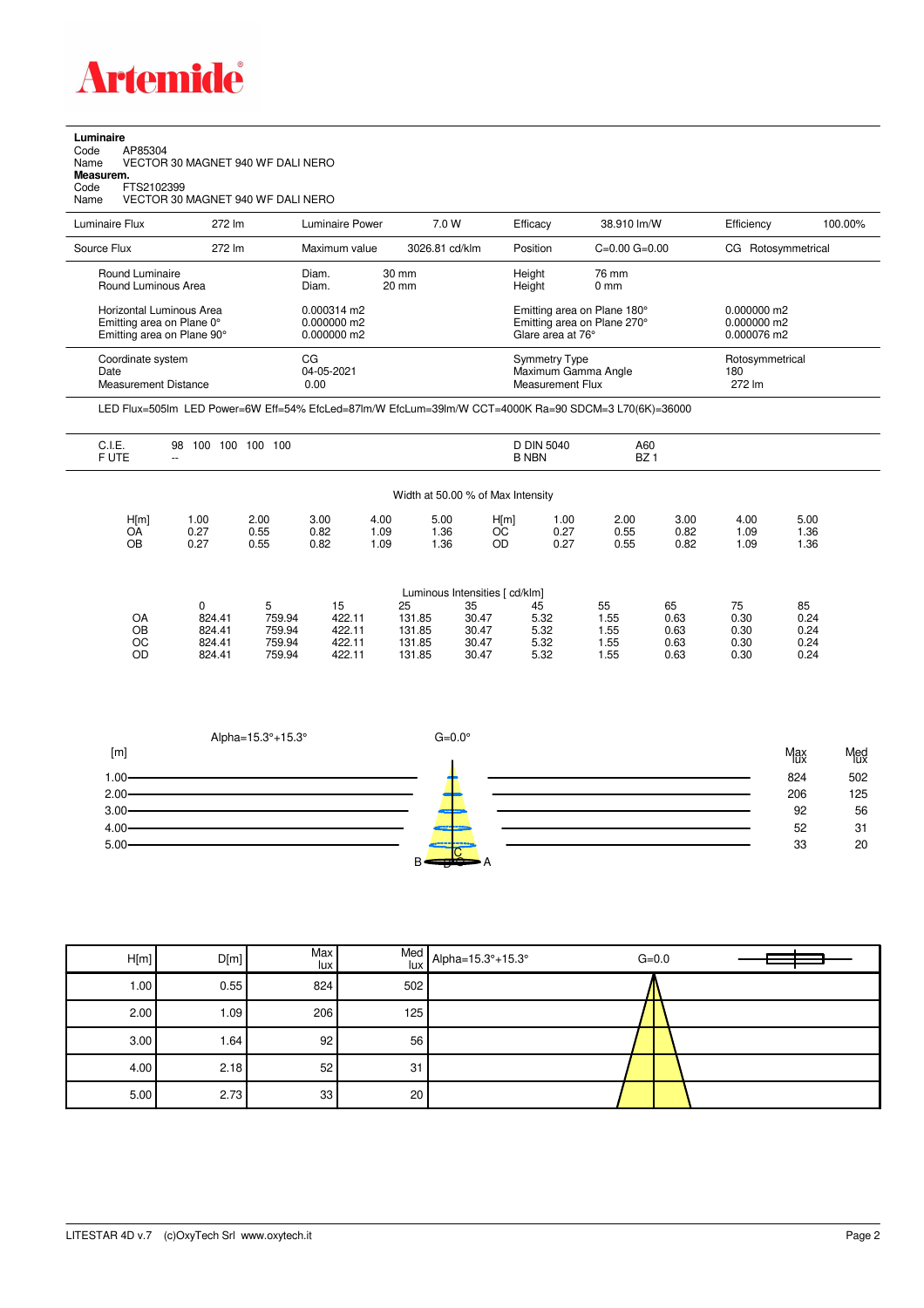Artemide

**Luminaire**
Code AP85304
Name VECTOR 30 MAGNET 940 WF DALI NERO
**Measurem.**
Code FTS2102399
Name VECTOR 30 MAGNET 940 WF DALI NERO

| | | | | | | | |
|---|---|---|---|---|---|---|---|
| Luminaire Flux | 272 lm | Luminaire Power | 7.0 W | Efficacy | 38.910 lm/W | Efficiency | 100.00% |
| Source Flux | 272 lm | Maximum value | 3026.81 cd/klm | Position | C=0.00 G=0.00 | CG | Rotosymmetrical |

| | | | | | |
|---|---|---|---|---|---|
| Round Luminaire | Diam. | 30 mm | Height | 76 mm | |
| Round Luminous Area | Diam. | 20 mm | Height | 0 mm | |
| Horizontal Luminous Area | 0.000314 m2 | | Emitting area on Plane 180° | | 0.000000 m2 |
| Emitting area on Plane 0° | 0.000000 m2 | | Emitting area on Plane 270° | | 0.000000 m2 |
| Emitting area on Plane 90° | 0.000000 m2 | | Glare area at 76° | | 0.000076 m2 |

| | | | |
|---|---|---|---|
| Coordinate system | CG | Symmetry Type | Rotosymmetrical |
| Date | 04-05-2021 | Maximum Gamma Angle | 180 |
| Measurement Distance | 0.00 | Measurement Flux | 272 lm |

LED Flux=505lm LED Power=6W Eff=54% EfcLed=87lm/W EfcLum=39lm/W CCT=4000K Ra=90 SDCM=3 L70(6K)=36000

| | | | |
|---|---|---|---|
| C.I.E. | 98 100 100 100 100 | D DIN 5040 | A60 |
| F UTE | -- | B NBN | BZ 1 |

Width at 50.00 % of Max Intensity

| H[m] | 1.00 | 2.00 | 3.00 | 4.00 | 5.00 | H[m] | 1.00 | 2.00 | 3.00 | 4.00 | 5.00 |
|---|---|---|---|---|---|---|---|---|---|---|---|
| OA | 0.27 | 0.55 | 0.82 | 1.09 | 1.36 | OC | 0.27 | 0.55 | 0.82 | 1.09 | 1.36 |
| OB | 0.27 | 0.55 | 0.82 | 1.09 | 1.36 | OD | 0.27 | 0.55 | 0.82 | 1.09 | 1.36 |

Luminous Intensities [ cd/klm]

| | 0 | 5 | 15 | 25 | 35 | 45 | 55 | 65 | 75 | 85 |
|---|---|---|---|---|---|---|---|---|---|---|
| OA | 824.41 | 759.94 | 422.11 | 131.85 | 30.47 | 5.32 | 1.55 | 0.63 | 0.30 | 0.24 |
| OB | 824.41 | 759.94 | 422.11 | 131.85 | 30.47 | 5.32 | 1.55 | 0.63 | 0.30 | 0.24 |
| OC | 824.41 | 759.94 | 422.11 | 131.85 | 30.47 | 5.32 | 1.55 | 0.63 | 0.30 | 0.24 |
| OD | 824.41 | 759.94 | 422.11 | 131.85 | 30.47 | 5.32 | 1.55 | 0.63 | 0.30 | 0.24 |

Alpha=15.3°+15.3°
G=0.0°
[m]
Max lux
Med lux
1.00 824 502
2.00 206 125
3.00 92 56
4.00 52 31
5.00 33 20
B C D A

| H[m] | D[m] | Max lux | Med lux | Alpha=15.3°+15.3° G=0.0 |
|---|---|---|---|---|
| 1.00 | 0.55 | 824 | 502 | |
| 2.00 | 1.09 | 206 | 125 | |
| 3.00 | 1.64 | 92 | 56 | |
| 4.00 | 2.18 | 52 | 31 | |
| 5.00 | 2.73 | 33 | 20 | |

LITESTAR 4D v.7 (c)OxyTech Srl www.oxytech.it